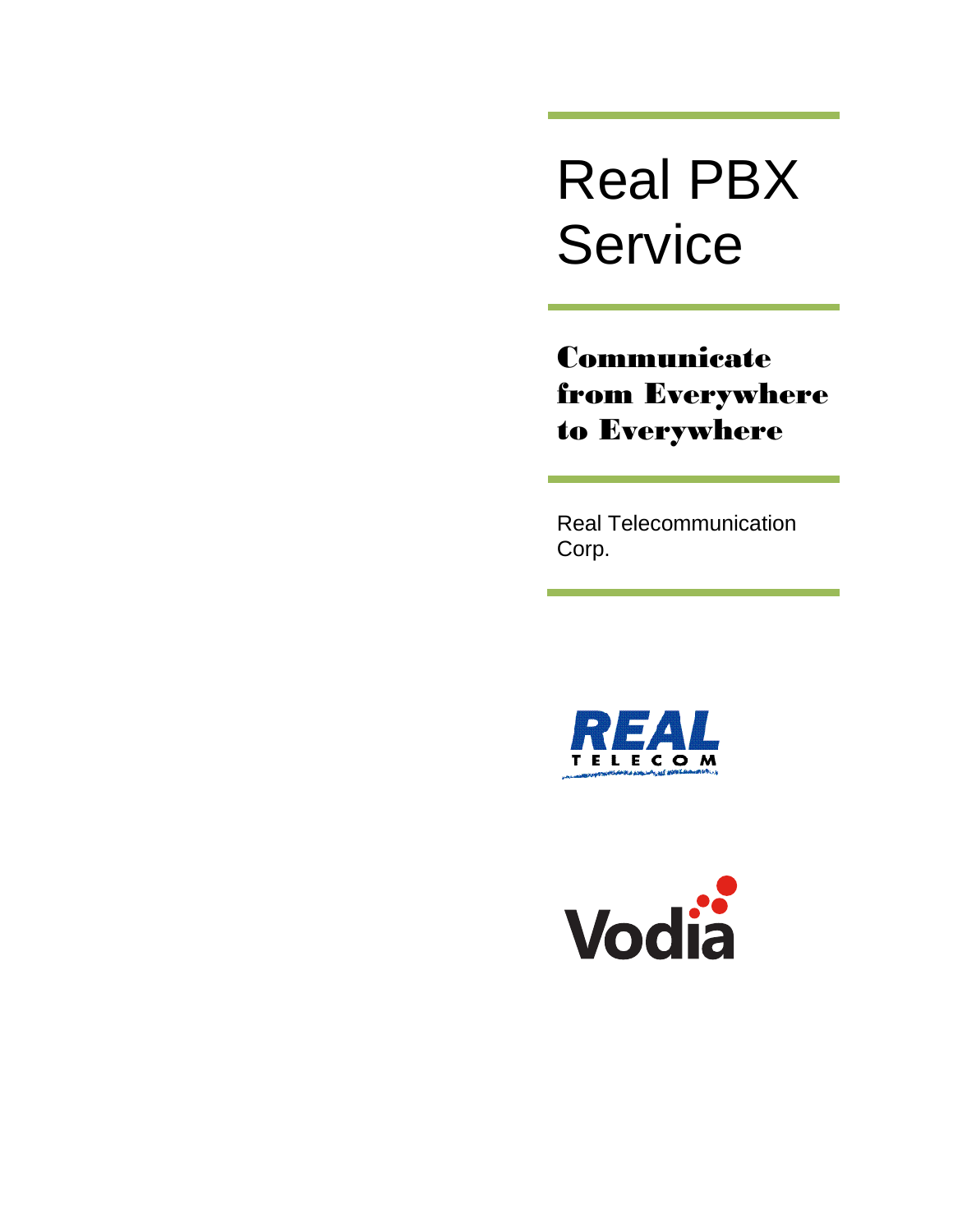# Real PBX Service

## Communicate from Everywhere to Everywhere

Real Telecommunication Corp.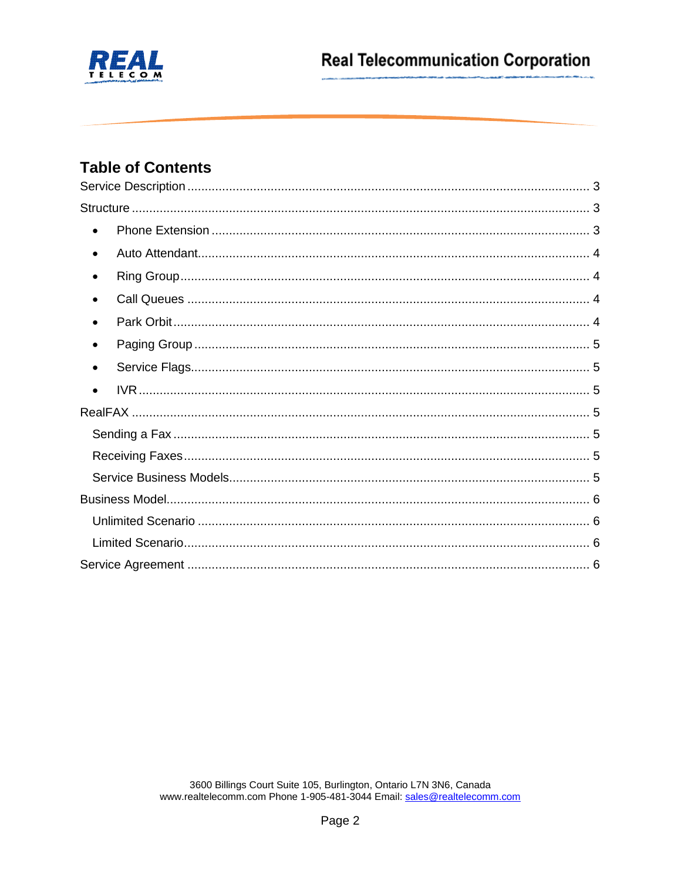## Table of Contents

Service Description ............................................................. 3

Structure ............................................................. 3

- Phone Extension ............................................................. 3
- Auto Attendant ............................................................. 4
- Ring Group ............................................................. 4
- Call Queues ............................................................. 4
- Park Orbit ............................................................. 4
- Paging Group ............................................................. 5
- Service Flags ............................................................. 5
- IVR ............................................................. 5

RealFAX ............................................................. 5

Sending a Fax ............................................................. 5

Receiving Faxes ............................................................. 5

Service Business Models ............................................................. 5

Business Model ............................................................. 6

Unlimited Scenario ............................................................. 6

Limited Scenario ............................................................. 6

Service Agreement ............................................................. 6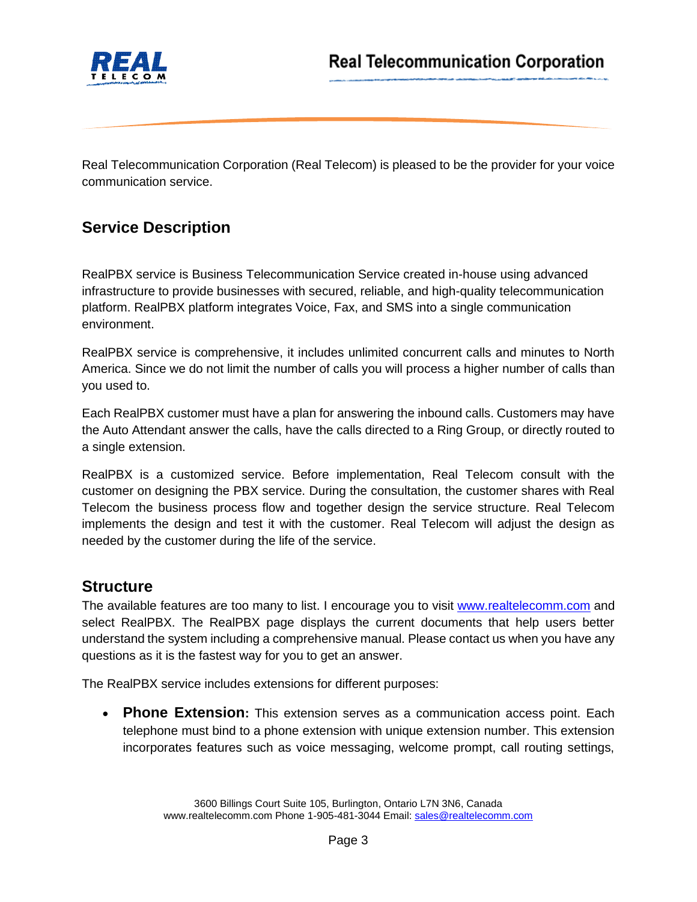Real Telecommunication Corporation (Real Telecom) is pleased to be the provider for your voice communication service.

## Service Description

RealPBX service is Business Telecommunication Service created in-house using advanced infrastructure to provide businesses with secured, reliable, and high-quality telecommunication platform. RealPBX platform integrates Voice, Fax, and SMS into a single communication environment.

RealPBX service is comprehensive, it includes unlimited concurrent calls and minutes to North America. Since we do not limit the number of calls you will process a higher number of calls than you used to.

Each RealPBX customer must have a plan for answering the inbound calls. Customers may have the Auto Attendant answer the calls, have the calls directed to a Ring Group, or directly routed to a single extension.

RealPBX is a customized service. Before implementation, Real Telecom consult with the customer on designing the PBX service. During the consultation, the customer shares with Real Telecom the business process flow and together design the service structure. Real Telecom implements the design and test it with the customer. Real Telecom will adjust the design as needed by the customer during the life of the service.

## Structure

The available features are too many to list. I encourage you to visit [www.realtelecomm.com](http://www.realtelecomm.com) and select RealPBX. The RealPBX page displays the current documents that help users better understand the system including a comprehensive manual. Please contact us when you have any questions as it is the fastest way for you to get an answer.

The RealPBX service includes extensions for different purposes:

- **Phone Extension:** This extension serves as a communication access point. Each telephone must bind to a phone extension with unique extension number. This extension incorporates features such as voice messaging, welcome prompt, call routing settings,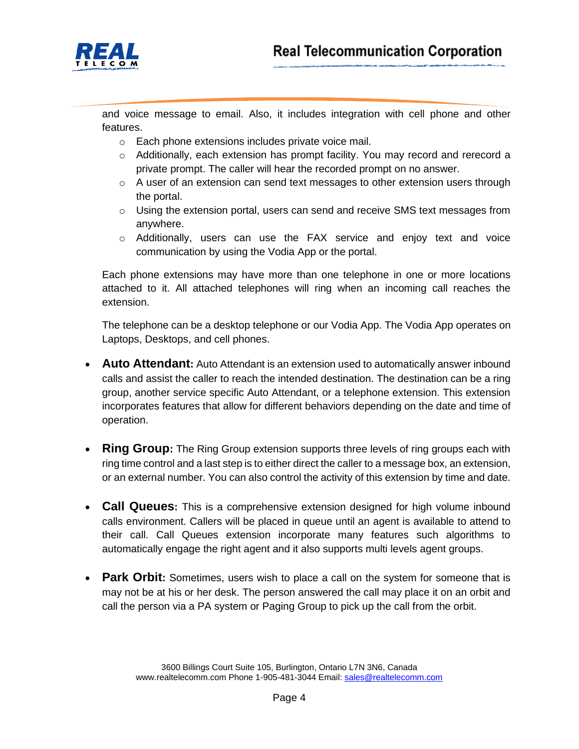and voice message to email. Also, it includes integration with cell phone and other features.

- Each phone extensions includes private voice mail.
- Additionally, each extension has prompt facility. You may record and rerecord a private prompt. The caller will hear the recorded prompt on no answer.
- A user of an extension can send text messages to other extension users through the portal.
- Using the extension portal, users can send and receive SMS text messages from anywhere.
- Additionally, users can use the FAX service and enjoy text and voice communication by using the Vodia App or the portal.

Each phone extensions may have more than one telephone in one or more locations attached to it. All attached telephones will ring when an incoming call reaches the extension.

The telephone can be a desktop telephone or our Vodia App. The Vodia App operates on Laptops, Desktops, and cell phones.

- **Auto Attendant:** Auto Attendant is an extension used to automatically answer inbound calls and assist the caller to reach the intended destination. The destination can be a ring group, another service specific Auto Attendant, or a telephone extension. This extension incorporates features that allow for different behaviors depending on the date and time of operation.

- **Ring Group:** The Ring Group extension supports three levels of ring groups each with ring time control and a last step is to either direct the caller to a message box, an extension, or an external number. You can also control the activity of this extension by time and date.

- **Call Queues:** This is a comprehensive extension designed for high volume inbound calls environment. Callers will be placed in queue until an agent is available to attend to their call. Call Queues extension incorporate many features such algorithms to automatically engage the right agent and it also supports multi levels agent groups.

- **Park Orbit:** Sometimes, users wish to place a call on the system for someone that is may not be at his or her desk. The person answered the call may place it on an orbit and call the person via a PA system or Paging Group to pick up the call from the orbit.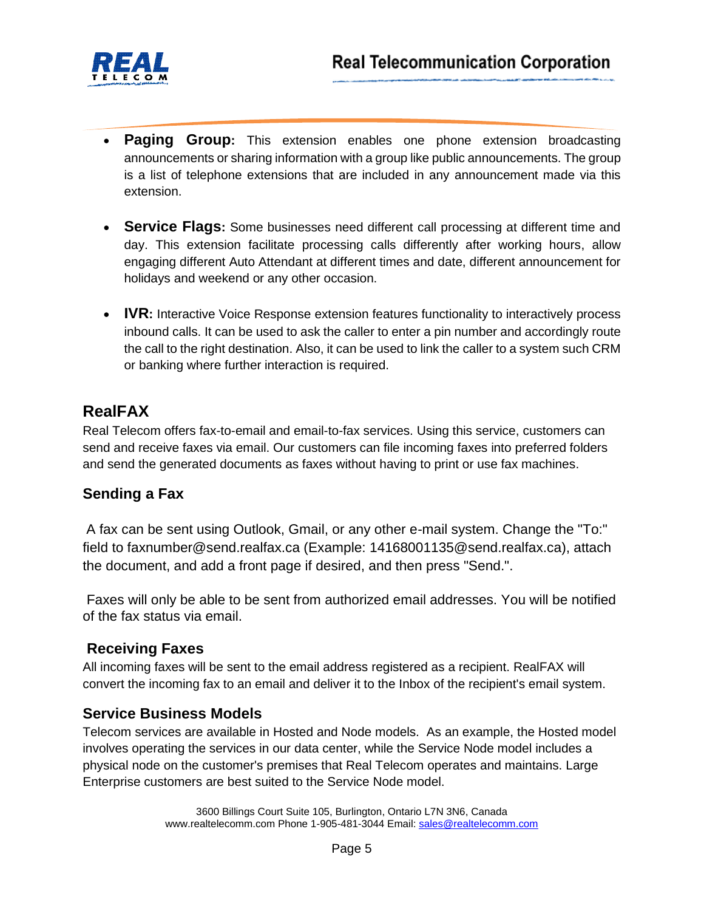- **Paging Group:** This extension enables one phone extension broadcasting announcements or sharing information with a group like public announcements. The group is a list of telephone extensions that are included in any announcement made via this extension.

- **Service Flags:** Some businesses need different call processing at different time and day. This extension facilitate processing calls differently after working hours, allow engaging different Auto Attendant at different times and date, different announcement for holidays and weekend or any other occasion.

- **IVR:** Interactive Voice Response extension features functionality to interactively process inbound calls. It can be used to ask the caller to enter a pin number and accordingly route the call to the right destination. Also, it can be used to link the caller to a system such CRM or banking where further interaction is required.

## RealFAX

Real Telecom offers fax-to-email and email-to-fax services. Using this service, customers can send and receive faxes via email. Our customers can file incoming faxes into preferred folders and send the generated documents as faxes without having to print or use fax machines.

### Sending a Fax

A fax can be sent using Outlook, Gmail, or any other e-mail system. Change the "To:" field to faxnumber@send.realfax.ca (Example: 14168001135@send.realfax.ca), attach the document, and add a front page if desired, and then press "Send.".

Faxes will only be able to be sent from authorized email addresses. You will be notified of the fax status via email.

### Receiving Faxes

All incoming faxes will be sent to the email address registered as a recipient. RealFAX will convert the incoming fax to an email and deliver it to the Inbox of the recipient's email system.

### Service Business Models

Telecom services are available in Hosted and Node models. As an example, the Hosted model involves operating the services in our data center, while the Service Node model includes a physical node on the customer's premises that Real Telecom operates and maintains. Large Enterprise customers are best suited to the Service Node model.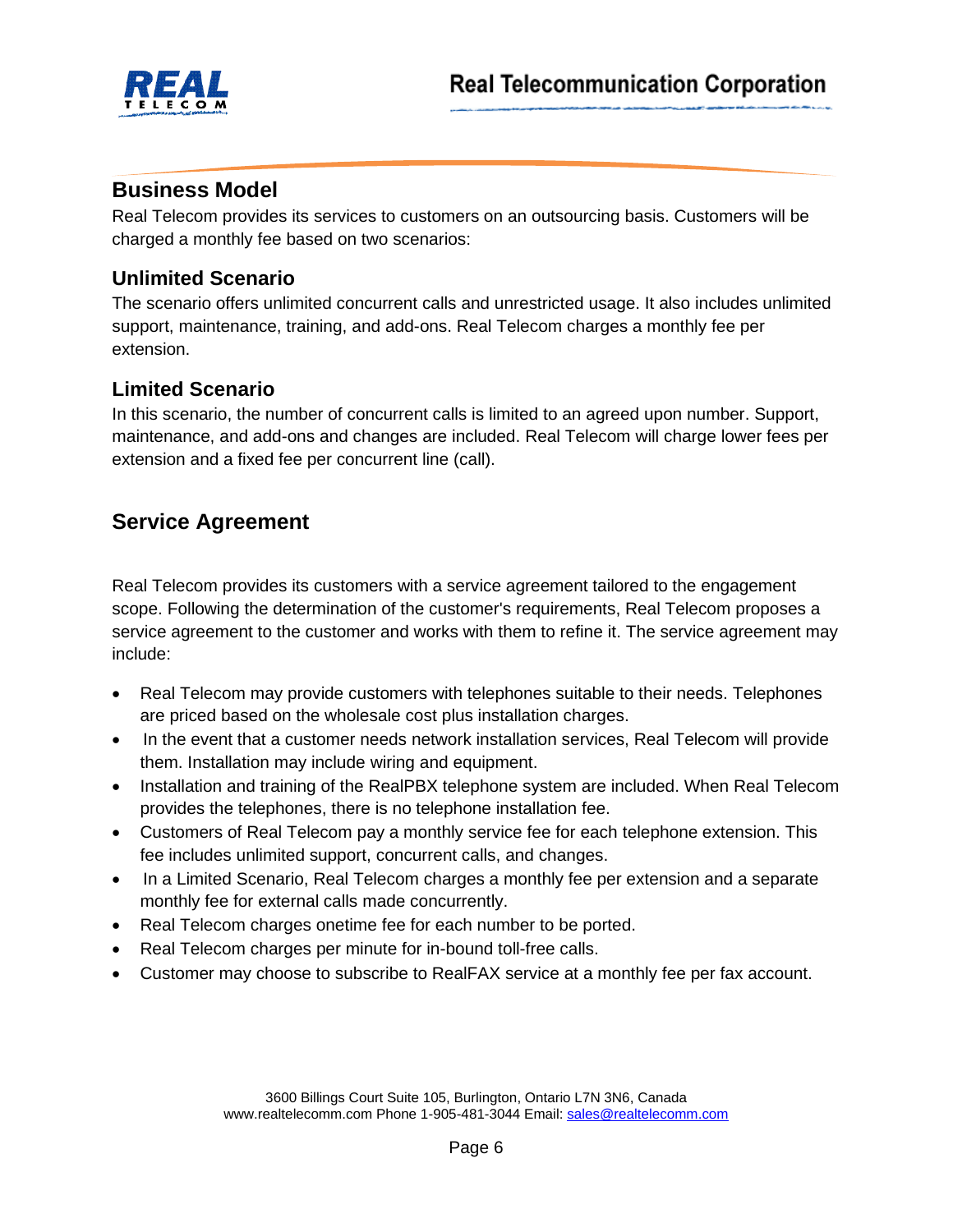## Business Model

Real Telecom provides its services to customers on an outsourcing basis. Customers will be charged a monthly fee based on two scenarios:

### Unlimited Scenario

The scenario offers unlimited concurrent calls and unrestricted usage. It also includes unlimited support, maintenance, training, and add-ons. Real Telecom charges a monthly fee per extension.

### Limited Scenario

In this scenario, the number of concurrent calls is limited to an agreed upon number. Support, maintenance, and add-ons and changes are included. Real Telecom will charge lower fees per extension and a fixed fee per concurrent line (call).

## Service Agreement

Real Telecom provides its customers with a service agreement tailored to the engagement scope. Following the determination of the customer's requirements, Real Telecom proposes a service agreement to the customer and works with them to refine it. The service agreement may include:

- Real Telecom may provide customers with telephones suitable to their needs. Telephones are priced based on the wholesale cost plus installation charges.
- In the event that a customer needs network installation services, Real Telecom will provide them. Installation may include wiring and equipment.
- Installation and training of the RealPBX telephone system are included. When Real Telecom provides the telephones, there is no telephone installation fee.
- Customers of Real Telecom pay a monthly service fee for each telephone extension. This fee includes unlimited support, concurrent calls, and changes.
- In a Limited Scenario, Real Telecom charges a monthly fee per extension and a separate monthly fee for external calls made concurrently.
- Real Telecom charges onetime fee for each number to be ported.
- Real Telecom charges per minute for in-bound toll-free calls.
- Customer may choose to subscribe to RealFAX service at a monthly fee per fax account.